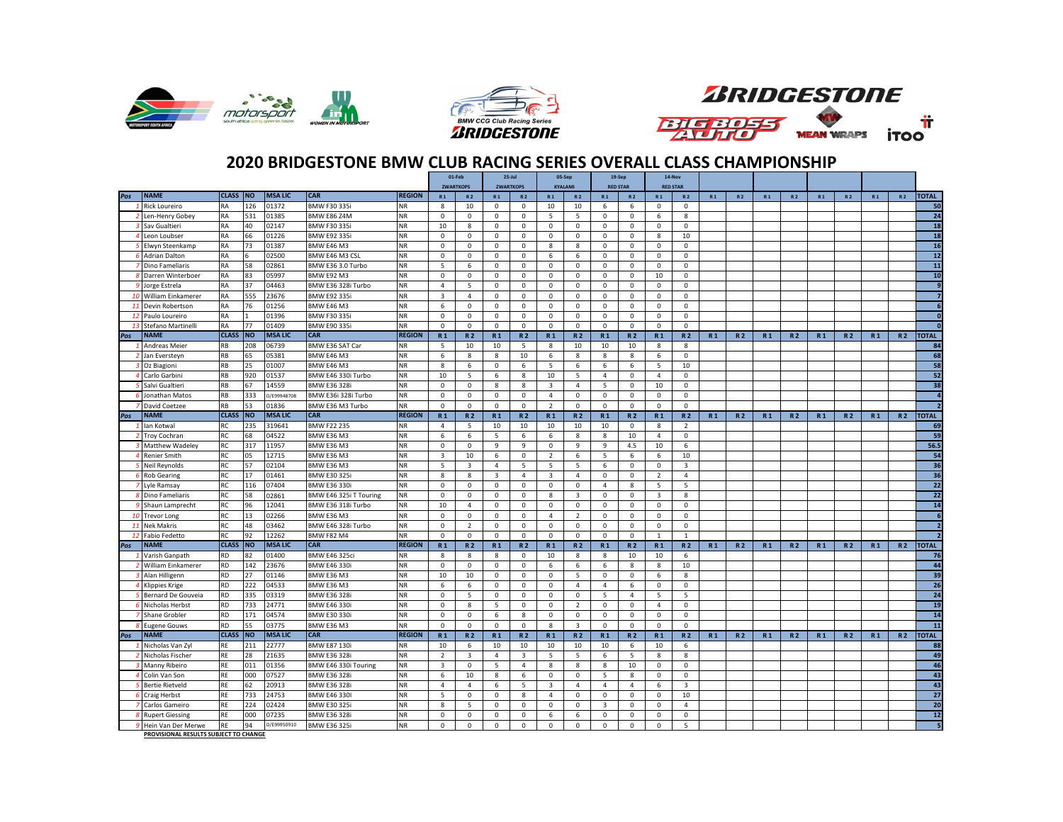# 2020 BRIDGESTONE BMW CLUB RACING SERIES OVERALL CLASS CHAMPIONSHIP

| Pos | NAME | CLASS | NO | MSA LIC | CAR | REGION | 01-Feb ZWARTKOPS R1 | 01-Feb ZWARTKOPS R2 | 25-Jul ZWARTKOPS R1 | 25-Jul ZWARTKOPS R2 | 05-Sep KYALAMI R1 | 05-Sep KYALAMI R2 | 19-Sep RED STAR R1 | 19-Sep RED STAR R2 | 14-Nov RED STAR R1 | 14-Nov RED STAR R2 | R1 | R2 | R1 | R2 | R1 | R2 | R1 | R2 | TOTAL |
|---|---|---|---|---|---|---|---|---|---|---|---|---|---|---|---|---|---|---|---|---|---|---|---|---|---|
| 1 | Rick Loureiro | RA | 126 | 01372 | BMW F30 335i | NR | 8 | 10 | 0 | 0 | 10 | 10 | 6 | 6 | 0 | 0 | | | | | | | | | 50 |
| 2 | Len-Henry Gobey | RA | 531 | 01385 | BMW E86 Z4M | NR | 0 | 0 | 0 | 0 | 5 | 5 | 0 | 0 | 6 | 8 | | | | | | | | | 24 |
| 3 | Sav Gualtieri | RA | 40 | 02147 | BMW F30 335i | NR | 10 | 8 | 0 | 0 | 0 | 0 | 0 | 0 | 0 | 0 | | | | | | | | | 18 |
| 4 | Leon Loubser | RA | 66 | 01226 | BMW E92 335i | NR | 0 | 0 | 0 | 0 | 0 | 0 | 0 | 0 | 8 | 10 | | | | | | | | | 18 |
| 5 | Elwyn Steenkamp | RA | 73 | 01387 | BMW E46 M3 | NR | 0 | 0 | 0 | 0 | 8 | 8 | 0 | 0 | 0 | 0 | | | | | | | | | 16 |
| 6 | Adrian Dalton | RA | 6 | 02500 | BMW E46 M3 CSL | NR | 0 | 0 | 0 | 0 | 6 | 6 | 0 | 0 | 0 | 0 | | | | | | | | | 12 |
| 7 | Dino Fameliaris | RA | 58 | 02861 | BMW E36 3.0 Turbo | NR | 5 | 6 | 0 | 0 | 0 | 0 | 0 | 0 | 0 | 0 | | | | | | | | | 11 |
| 8 | Darren Winterboer | RA | 83 | 05997 | BMW E92 M3 | NR | 0 | 0 | 0 | 0 | 0 | 0 | 0 | 0 | 10 | 0 | | | | | | | | | 10 |
| 9 | Jorge Estrela | RA | 37 | 04463 | BMW E36 328i Turbo | NR | 4 | 5 | 0 | 0 | 0 | 0 | 0 | 0 | 0 | 0 | | | | | | | | | 9 |
| 10 | William Einkamerer | RA | 555 | 23676 | BMW E92 335i | NR | 3 | 4 | 0 | 0 | 0 | 0 | 0 | 0 | 0 | 0 | | | | | | | | | 7 |
| 11 | Devin Robertson | RA | 76 | 01256 | BMW E46 M3 | NR | 6 | 0 | 0 | 0 | 0 | 0 | 0 | 0 | 0 | 0 | | | | | | | | | 6 |
| 12 | Paulo Loureiro | RA | 1 | 01396 | BMW F30 335i | NR | 0 | 0 | 0 | 0 | 0 | 0 | 0 | 0 | 0 | 0 | | | | | | | | | 0 |
| 13 | Stefano Martinelli | RA | 77 | 01409 | BMW E90 335i | NR | 0 | 0 | 0 | 0 | 0 | 0 | 0 | 0 | 0 | 0 | | | | | | | | | 0 |
| Pos | NAME | CLASS | NO | MSA LIC | CAR | REGION | R1 | R2 | R1 | R2 | R1 | R2 | R1 | R2 | R1 | R2 | R1 | R2 | R1 | R2 | R1 | R2 | R1 | R2 | TOTAL |
| 1 | Andreas Meier | RB | 208 | 06739 | BMW E36 SAT Car | NR | 5 | 10 | 10 | 5 | 8 | 10 | 10 | 10 | 8 | 8 | | | | | | | | | 84 |
| 2 | Jan Eversteyn | RB | 65 | 05381 | BMW E46 M3 | NR | 6 | 8 | 8 | 10 | 6 | 8 | 8 | 8 | 6 | 0 | | | | | | | | | 68 |
| 3 | Oz Biagioni | RB | 25 | 01007 | BMW E46 M3 | NR | 8 | 6 | 0 | 6 | 5 | 6 | 6 | 6 | 5 | 10 | | | | | | | | | 58 |
| 4 | Carlo Garbini | RB | 920 | 01537 | BMW E46 330i Turbo | NR | 10 | 5 | 6 | 8 | 10 | 5 | 4 | 0 | 4 | 0 | | | | | | | | | 52 |
| 5 | Salvi Gualtieri | RB | 67 | 14559 | BMW E36 328i | NR | 0 | 0 | 8 | 8 | 3 | 4 | 5 | 0 | 10 | 0 | | | | | | | | | 38 |
| 6 | Jonathan Matos | RB | 333 | D/E99948708 | BMW E36i 328i Turbo | NR | 0 | 0 | 0 | 0 | 4 | 0 | 0 | 0 | 0 | 0 | | | | | | | | | 4 |
| 7 | David Coetzee | RB | 53 | 01836 | BMW E36 M3 Turbo | NR | 0 | 0 | 0 | 0 | 2 | 0 | 0 | 0 | 0 | 0 | | | | | | | | | 2 |
| Pos | NAME | CLASS | NO | MSA LIC | CAR | REGION | R1 | R2 | R1 | R2 | R1 | R2 | R1 | R2 | R1 | R2 | R1 | R2 | R1 | R2 | R1 | R2 | R1 | R2 | TOTAL |
| 1 | Ian Kotwal | RC | 235 | 319641 | BMW F22 235 | NR | 4 | 5 | 10 | 10 | 10 | 10 | 10 | 0 | 8 | 2 | | | | | | | | | 69 |
| 2 | Troy Cochran | RC | 68 | 04522 | BMW E36 M3 | NR | 6 | 6 | 5 | 6 | 6 | 8 | 8 | 10 | 4 | 0 | | | | | | | | | 59 |
| 3 | Matthew Wadeley | RC | 317 | 11957 | BMW E36 M3 | NR | 0 | 0 | 9 | 9 | 0 | 9 | 9 | 4.5 | 10 | 6 | | | | | | | | | 56.5 |
| 4 | Renier Smith | RC | 05 | 12715 | BMW E36 M3 | NR | 3 | 10 | 6 | 0 | 2 | 6 | 5 | 6 | 6 | 10 | | | | | | | | | 54 |
| 5 | Neil Reynolds | RC | 57 | 02104 | BMW E36 M3 | NR | 5 | 3 | 4 | 5 | 5 | 5 | 6 | 0 | 0 | 3 | | | | | | | | | 36 |
| 6 | Rob Gearing | RC | 17 | 01461 | BMW E30 325i | NR | 8 | 8 | 3 | 4 | 3 | 4 | 0 | 0 | 2 | 4 | | | | | | | | | 36 |
| 7 | Lyle Ramsay | RC | 116 | 07404 | BMW E36 330i | NR | 0 | 0 | 0 | 0 | 0 | 0 | 4 | 8 | 5 | 5 | | | | | | | | | 22 |
| 8 | Dino Fameliaris | RC | 58 | 02861 | BMW E46 325i T Touring | NR | 0 | 0 | 0 | 0 | 8 | 3 | 0 | 0 | 3 | 8 | | | | | | | | | 22 |
| 9 | Shaun Lamprecht | RC | 96 | 12041 | BMW E36 318i Turbo | NR | 10 | 4 | 0 | 0 | 0 | 0 | 0 | 0 | 0 | 0 | | | | | | | | | 14 |
| 10 | Trevor Long | RC | 13 | 02266 | BMW E36 M3 | NR | 0 | 0 | 0 | 0 | 4 | 2 | 0 | 0 | 0 | 0 | | | | | | | | | 6 |
| 11 | Nek Makris | RC | 48 | 03462 | BMW E46 328i Turbo | NR | 0 | 2 | 0 | 0 | 0 | 0 | 0 | 0 | 0 | 0 | | | | | | | | | 2 |
| 12 | Fabio Fedetto | RC | 92 | 12262 | BMW F82 M4 | NR | 0 | 0 | 0 | 0 | 0 | 0 | 0 | 0 | 1 | 1 | | | | | | | | | 2 |
| Pos | NAME | CLASS | NO | MSA LIC | CAR | REGION | R1 | R2 | R1 | R2 | R1 | R2 | R1 | R2 | R1 | R2 | R1 | R2 | R1 | R2 | R1 | R2 | R1 | R2 | TOTAL |
| 1 | Varish Ganpath | RD | 82 | 01400 | BMW E46 325ci | NR | 8 | 8 | 8 | 0 | 10 | 8 | 8 | 10 | 10 | 6 | | | | | | | | | 76 |
| 2 | William Einkamerer | RD | 142 | 23676 | BMW E46 330i | NR | 0 | 0 | 0 | 0 | 6 | 6 | 6 | 8 | 8 | 10 | | | | | | | | | 44 |
| 3 | Alan Hilligenn | RD | 27 | 01146 | BMW E36 M3 | NR | 10 | 10 | 0 | 0 | 0 | 5 | 0 | 0 | 6 | 8 | | | | | | | | | 39 |
| 4 | Klippies Krige | RD | 222 | 04533 | BMW E36 M3 | NR | 6 | 6 | 0 | 0 | 0 | 4 | 4 | 6 | 0 | 0 | | | | | | | | | 26 |
| 5 | Bernard De Gouveia | RD | 335 | 03319 | BMW E36 328i | NR | 0 | 5 | 0 | 0 | 0 | 0 | 5 | 4 | 5 | 5 | | | | | | | | | 24 |
| 6 | Nicholas Herbst | RD | 733 | 24771 | BMW E46 330i | NR | 0 | 8 | 5 | 0 | 0 | 2 | 0 | 0 | 4 | 0 | | | | | | | | | 19 |
| 7 | Shane Grobler | RD | 171 | 04574 | BMW E30 330i | NR | 0 | 0 | 6 | 8 | 0 | 0 | 0 | 0 | 0 | 0 | | | | | | | | | 14 |
| 8 | Eugene Gouws | RD | 55 | 03775 | BMW E36 M3 | NR | 0 | 0 | 0 | 0 | 8 | 3 | 0 | 0 | 0 | 0 | | | | | | | | | 11 |
| Pos | NAME | CLASS | NO | MSA LIC | CAR | REGION | R1 | R2 | R1 | R2 | R1 | R2 | R1 | R2 | R1 | R2 | R1 | R2 | R1 | R2 | R1 | R2 | R1 | R2 | TOTAL |
| 1 | Nicholas Van Zyl | RE | 211 | 22777 | BMW E87 130i | NR | 10 | 6 | 10 | 10 | 10 | 10 | 10 | 6 | 10 | 6 | | | | | | | | | 88 |
| 2 | Nicholas Fischer | RE | 28 | 21635 | BMW E36 328i | NR | 2 | 3 | 4 | 3 | 5 | 5 | 6 | 5 | 8 | 8 | | | | | | | | | 49 |
| 3 | Manny Ribeiro | RE | 011 | 01356 | BMW E46 330i Touring | NR | 3 | 0 | 5 | 4 | 8 | 8 | 8 | 10 | 0 | 0 | | | | | | | | | 46 |
| 4 | Colin Van Son | RE | 000 | 07527 | BMW E36 328i | NR | 6 | 10 | 8 | 6 | 0 | 0 | 5 | 8 | 0 | 0 | | | | | | | | | 43 |
| 5 | Bertie Rietveld | RE | 62 | 20913 | BMW E36 328i | NR | 4 | 4 | 6 | 5 | 3 | 4 | 4 | 4 | 6 | 3 | | | | | | | | | 43 |
| 6 | Craig Herbst | RE | 733 | 24753 | BMW E46 330I | NR | 5 | 0 | 0 | 8 | 4 | 0 | 0 | 0 | 0 | 10 | | | | | | | | | 27 |
| 7 | Carlos Gameiro | RE | 224 | 02424 | BMW E30 325i | NR | 8 | 5 | 0 | 0 | 0 | 0 | 3 | 0 | 0 | 4 | | | | | | | | | 20 |
| 8 | Rupert Giessing | RE | 000 | 07235 | BMW E36 328i | NR | 0 | 0 | 0 | 0 | 6 | 6 | 0 | 0 | 0 | 0 | | | | | | | | | 12 |
| 9 | Hein Van Der Merwe | RE | 94 | D/E99950910 | BMW E36 325i | NR | 0 | 0 | 0 | 0 | 0 | 0 | 0 | 0 | 0 | 5 | | | | | | | | | 5 |

**PROVISIONAL RESULTS SUBJECT TO CHANGE**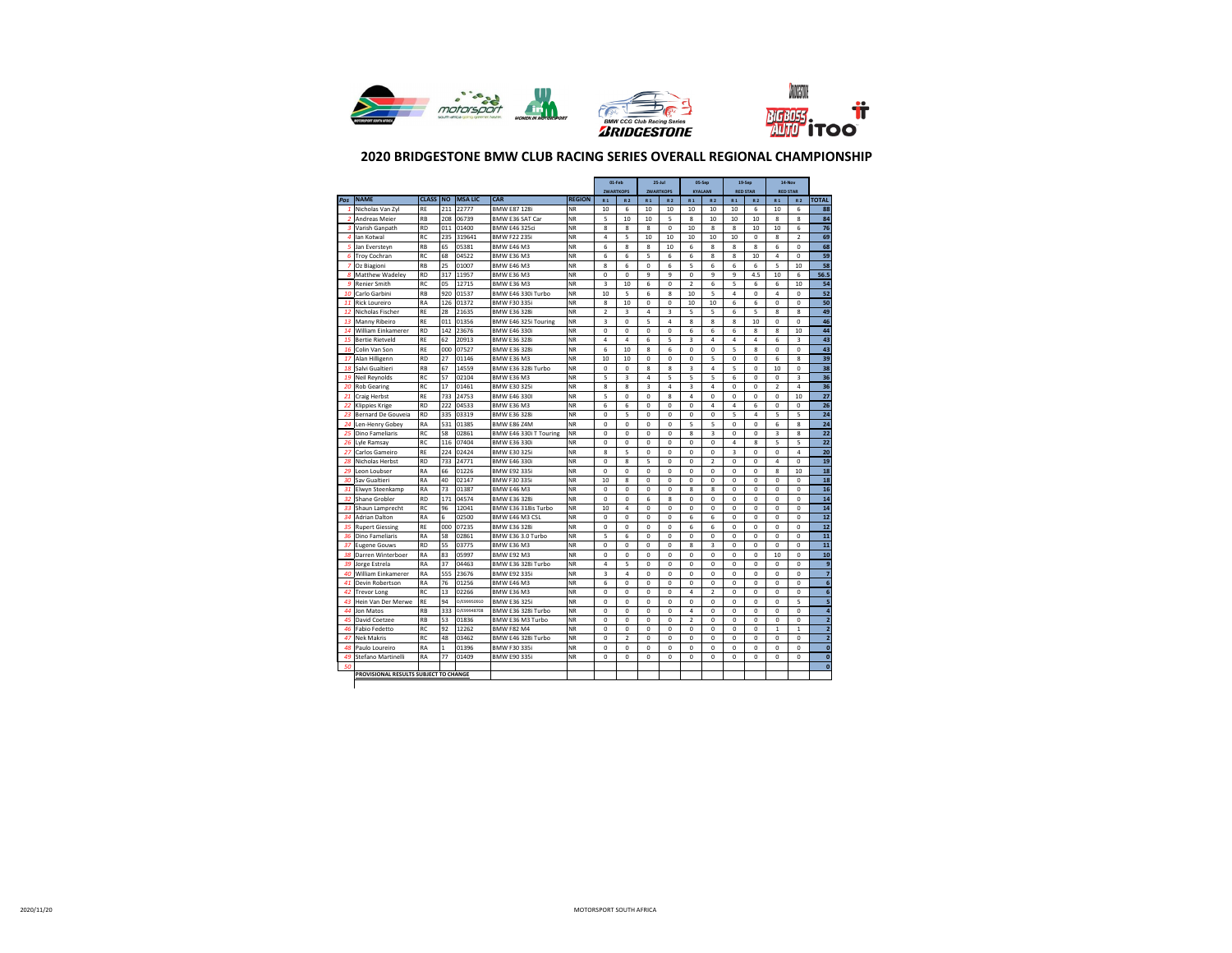# 2020 BRIDGESTONE BMW CLUB RACING SERIES OVERALL REGIONAL CHAMPIONSHIP

| | | | | | | | 01-Feb ZWARTKOPS | | 25-Jul ZWARTKOPS | | 05-Sep KYALAMI | | 19-Sep RED STAR | | 14-Nov RED STAR | | |
|---|---|---|---|---|---|---|---|---|---|---|---|---|---|---|---|---|---|
| Pos | NAME | CLASS | NO | MSA LIC | CAR | REGION | R 1 | R 2 | R 1 | R 2 | R 1 | R 2 | R 1 | R 2 | R 1 | R 2 | TOTAL |
| 1 | Nicholas Van Zyl | RE | 211 | 22777 | BMW E87 128i | NR | 10 | 6 | 10 | 10 | 10 | 10 | 10 | 6 | 10 | 6 | 88 |
| 2 | Andreas Meier | RB | 208 | 06739 | BMW E36 SAT Car | NR | 5 | 10 | 10 | 5 | 8 | 10 | 10 | 10 | 8 | 8 | 84 |
| 3 | Varish Ganpath | RD | 011 | 01400 | BMW E46 325ci | NR | 8 | 8 | 8 | 0 | 10 | 8 | 8 | 10 | 10 | 6 | 76 |
| 4 | Ian Kotwal | RC | 235 | 319641 | BMW F22 235i | NR | 4 | 5 | 10 | 10 | 10 | 10 | 10 | 0 | 8 | 2 | 69 |
| 5 | Jan Eversteyn | RB | 65 | 05381 | BMW E46 M3 | NR | 6 | 8 | 8 | 10 | 6 | 8 | 8 | 8 | 6 | 0 | 68 |
| 6 | Troy Cochran | RC | 68 | 04522 | BMW E36 M3 | NR | 6 | 6 | 5 | 6 | 6 | 8 | 8 | 10 | 4 | 0 | 59 |
| 7 | Oz Biagioni | RB | 25 | 01007 | BMW E46 M3 | NR | 8 | 6 | 0 | 6 | 5 | 6 | 6 | 6 | 5 | 10 | 58 |
| 8 | Matthew Wadeley | RD | 317 | 11957 | BMW E36 M3 | NR | 0 | 0 | 9 | 9 | 0 | 9 | 9 | 4.5 | 10 | 6 | 56.5 |
| 9 | Renier Smith | RC | 05 | 12715 | BMW E36 M3 | NR | 3 | 10 | 6 | 0 | 2 | 6 | 5 | 6 | 6 | 10 | 54 |
| 10 | Carlo Garbini | RB | 920 | 01537 | BMW E46 330i Turbo | NR | 10 | 5 | 6 | 8 | 10 | 5 | 4 | 0 | 4 | 0 | 52 |
| 11 | Rick Loureiro | RA | 126 | 01372 | BMW F30 335i | NR | 8 | 10 | 0 | 0 | 10 | 10 | 6 | 6 | 0 | 0 | 50 |
| 12 | Nicholas Fischer | RE | 28 | 21635 | BMW E36 328i | NR | 2 | 3 | 4 | 3 | 5 | 5 | 6 | 5 | 8 | 8 | 49 |
| 13 | Manny Ribeiro | RE | 011 | 01356 | BMW E46 325i Touring | NR | 3 | 0 | 5 | 4 | 8 | 8 | 8 | 10 | 0 | 0 | 46 |
| 14 | William Einkamerer | RD | 142 | 23676 | BMW E46 330i | NR | 0 | 0 | 0 | 0 | 6 | 6 | 6 | 8 | 8 | 10 | 44 |
| 15 | Bertie Rietveld | RE | 62 | 20913 | BMW E36 328i | NR | 4 | 4 | 6 | 5 | 3 | 4 | 4 | 4 | 6 | 3 | 43 |
| 16 | Colin Van Son | RE | 000 | 07527 | BMW E36 328i | NR | 6 | 10 | 8 | 6 | 0 | 0 | 5 | 8 | 0 | 0 | 43 |
| 17 | Alan Hilligenn | RD | 27 | 01146 | BMW E36 M3 | NR | 10 | 10 | 0 | 0 | 0 | 5 | 0 | 0 | 6 | 8 | 39 |
| 18 | Salvi Gualtieri | RB | 67 | 14559 | BMW E36 328i Turbo | NR | 0 | 0 | 8 | 8 | 3 | 4 | 5 | 0 | 10 | 0 | 38 |
| 19 | Neil Reynolds | RC | 57 | 02104 | BMW E36 M3 | NR | 5 | 3 | 4 | 5 | 5 | 5 | 6 | 0 | 0 | 3 | 36 |
| 20 | Rob Gearing | RC | 17 | 01461 | BMW E30 325i | NR | 8 | 8 | 3 | 4 | 3 | 4 | 0 | 0 | 2 | 4 | 36 |
| 21 | Craig Herbst | RE | 733 | 24753 | BMW E46 330I | NR | 5 | 0 | 0 | 8 | 4 | 0 | 0 | 0 | 0 | 10 | 27 |
| 22 | Klippies Krige | RD | 222 | 04533 | BMW E36 M3 | NR | 6 | 6 | 0 | 0 | 0 | 4 | 4 | 6 | 0 | 0 | 26 |
| 23 | Bernard De Gouveia | RD | 335 | 03319 | BMW E36 328i | NR | 0 | 5 | 0 | 0 | 0 | 0 | 5 | 4 | 5 | 5 | 24 |
| 24 | Len-Henry Gobey | RA | 531 | 01385 | BMW E86 Z4M | NR | 0 | 0 | 0 | 0 | 5 | 5 | 0 | 0 | 6 | 8 | 24 |
| 25 | Dino Fameliaris | RC | 58 | 02861 | BMW E46 330i T Touring | NR | 0 | 0 | 0 | 0 | 8 | 3 | 0 | 0 | 3 | 8 | 22 |
| 26 | Lyle Ramsay | RC | 116 | 07404 | BMW E36 330i | NR | 0 | 0 | 0 | 0 | 0 | 0 | 4 | 8 | 5 | 5 | 22 |
| 27 | Carlos Gameiro | RE | 224 | 02424 | BMW E30 325i | NR | 8 | 5 | 0 | 0 | 0 | 0 | 3 | 0 | 0 | 4 | 20 |
| 28 | Nicholas Herbst | RD | 733 | 24771 | BMW E46 330i | NR | 0 | 8 | 5 | 0 | 0 | 2 | 0 | 0 | 4 | 0 | 19 |
| 29 | Leon Loubser | RA | 66 | 01226 | BMW E92 335i | NR | 0 | 0 | 0 | 0 | 0 | 0 | 0 | 0 | 8 | 10 | 18 |
| 30 | Sav Gualtieri | RA | 40 | 02147 | BMW F30 335i | NR | 10 | 8 | 0 | 0 | 0 | 0 | 0 | 0 | 0 | 0 | 18 |
| 31 | Elwyn Steenkamp | RA | 73 | 01387 | BMW E46 M3 | NR | 0 | 0 | 0 | 0 | 8 | 8 | 0 | 0 | 0 | 0 | 16 |
| 32 | Shane Grobler | RD | 171 | 04574 | BMW E36 328i | NR | 0 | 0 | 6 | 8 | 0 | 0 | 0 | 0 | 0 | 0 | 14 |
| 33 | Shaun Lamprecht | RC | 96 | 12041 | BMW E36 318is Turbo | NR | 10 | 4 | 0 | 0 | 0 | 0 | 0 | 0 | 0 | 0 | 14 |
| 34 | Adrian Dalton | RA | 6 | 02500 | BMW E46 M3 CSL | NR | 0 | 0 | 0 | 0 | 6 | 6 | 0 | 0 | 0 | 0 | 12 |
| 35 | Rupert Giessing | RE | 000 | 07235 | BMW E36 328i | NR | 0 | 0 | 0 | 0 | 6 | 6 | 0 | 0 | 0 | 0 | 12 |
| 36 | Dino Fameliaris | RA | 58 | 02861 | BMW E36 3.0 Turbo | NR | 5 | 6 | 0 | 0 | 0 | 0 | 0 | 0 | 0 | 0 | 11 |
| 37 | Eugene Gouws | RD | 55 | 03775 | BMW E36 M3 | NR | 0 | 0 | 0 | 0 | 8 | 3 | 0 | 0 | 0 | 0 | 11 |
| 38 | Darren Winterboer | RA | 83 | 05997 | BMW E92 M3 | NR | 0 | 0 | 0 | 0 | 0 | 0 | 0 | 0 | 10 | 0 | 10 |
| 39 | Jorge Estrela | RA | 37 | 04463 | BMW E36 328i Turbo | NR | 4 | 5 | 0 | 0 | 0 | 0 | 0 | 0 | 0 | 0 | 9 |
| 40 | William Einkamerer | RA | 555 | 23676 | BMW E92 335i | NR | 3 | 4 | 0 | 0 | 0 | 0 | 0 | 0 | 0 | 0 | 7 |
| 41 | Devin Robertson | RA | 76 | 01256 | BMW E46 M3 | NR | 6 | 0 | 0 | 0 | 0 | 0 | 0 | 0 | 0 | 0 | 6 |
| 42 | Trevor Long | RC | 13 | 02266 | BMW E36 M3 | NR | 0 | 0 | 0 | 0 | 4 | 2 | 0 | 0 | 0 | 0 | 6 |
| 43 | Hein Van Der Merwe | RE | 94 | D/E99950910 | BMW E36 325i | NR | 0 | 0 | 0 | 0 | 0 | 0 | 0 | 0 | 0 | 5 | 5 |
| 44 | Jon Matos | RB | 333 | D/E99948708 | BMW E36 328i Turbo | NR | 0 | 0 | 0 | 0 | 4 | 0 | 0 | 0 | 0 | 0 | 4 |
| 45 | David Coetzee | RB | 53 | 01836 | BMW E36 M3 Turbo | NR | 0 | 0 | 0 | 0 | 2 | 0 | 0 | 0 | 0 | 0 | 2 |
| 46 | Fabio Fedetto | RC | 92 | 12262 | BMW F82 M4 | NR | 0 | 0 | 0 | 0 | 0 | 0 | 0 | 0 | 1 | 1 | 2 |
| 47 | Nek Makris | RC | 48 | 03462 | BMW E46 328i Turbo | NR | 0 | 2 | 0 | 0 | 0 | 0 | 0 | 0 | 0 | 0 | 2 |
| 48 | Paulo Loureiro | RA | 1 | 01396 | BMW F30 335i | NR | 0 | 0 | 0 | 0 | 0 | 0 | 0 | 0 | 0 | 0 | 0 |
| 49 | Stefano Martinelli | RA | 77 | 01409 | BMW E90 335i | NR | 0 | 0 | 0 | 0 | 0 | 0 | 0 | 0 | 0 | 0 | 0 |
| 50 | | | | | | | | | | | | | | | | | 0 |

PROVISIONAL RESULTS SUBJECT TO CHANGE

2020/11/20

MOTORSPORT SOUTH AFRICA